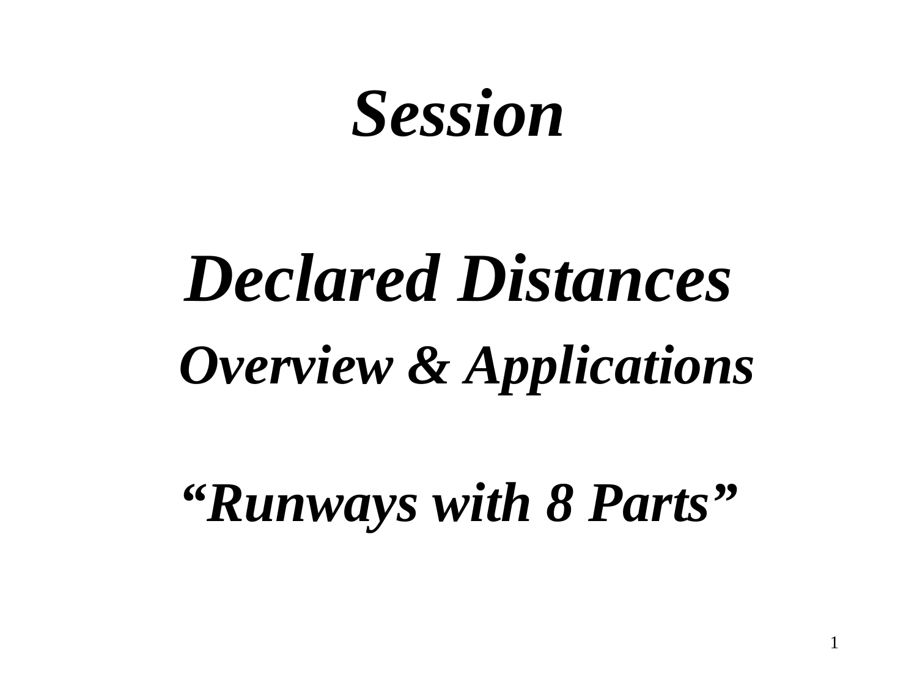# *Session*

# *Declared Distances*

## *Overview & Applications*

## *“Runways with 8 Parts”*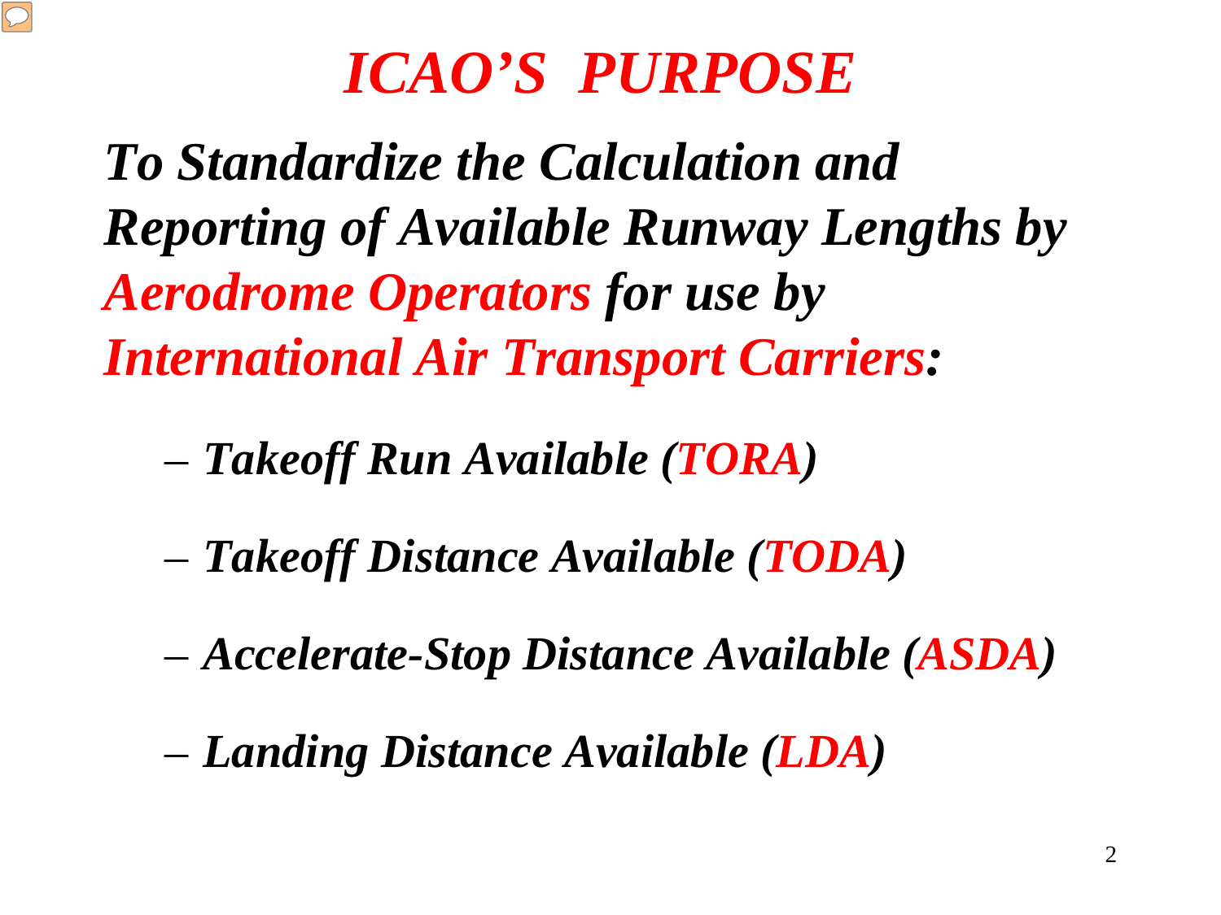# *ICAO'S PURPOSE*

***To Standardize the Calculation and Reporting of Available Runway Lengths by Aerodrome Operators for use by International Air Transport Carriers:***

- ***Takeoff Run Available (TORA)***
- ***Takeoff Distance Available (TODA)***
- ***Accelerate-Stop Distance Available (ASDA)***
- ***Landing Distance Available (LDA)***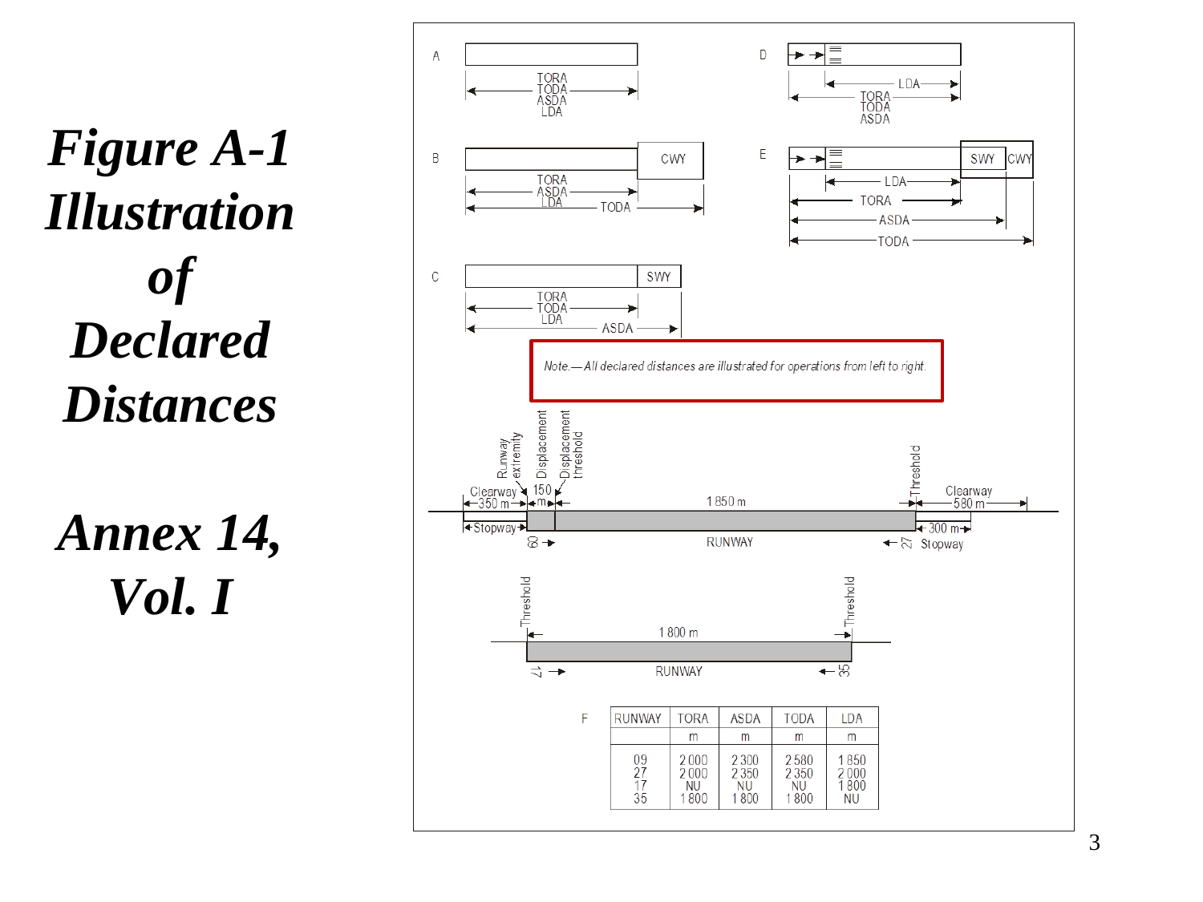# Figure A-1 Illustration of Declared Distances

# Annex 14, Vol. I

A

TORA
TODA
ASDA
LDA

B

CWY

TORA
ASDA
LDA
TODA

C

SWY

TORA
TODA
LDA
ASDA

D

LDA
TORA
TODA
ASDA

E

SWY CWY

LDA
TORA
ASDA
TODA

Note.— All declared distances are illustrated for operations from left to right.

Runway extremity
Displacement
Displacement threshold
Threshold
Clearway 350 m
150 m
1 850 m
Clearway 580 m
Stopway
300 m
Stopway
09
RUNWAY
27

Threshold
Threshold
1 800 m
17
RUNWAY
35

F

| RUNWAY | TORA | ASDA | TODA | LDA |
| --- | --- | --- | --- | --- |
| | m | m | m | m |
| 09 | 2 000 | 2 300 | 2 580 | 1 850 |
| 27 | 2 000 | 2 350 | 2 350 | 2 000 |
| 17 | NU | NU | NU | 1 800 |
| 35 | 1 800 | 1 800 | 1 800 | NU |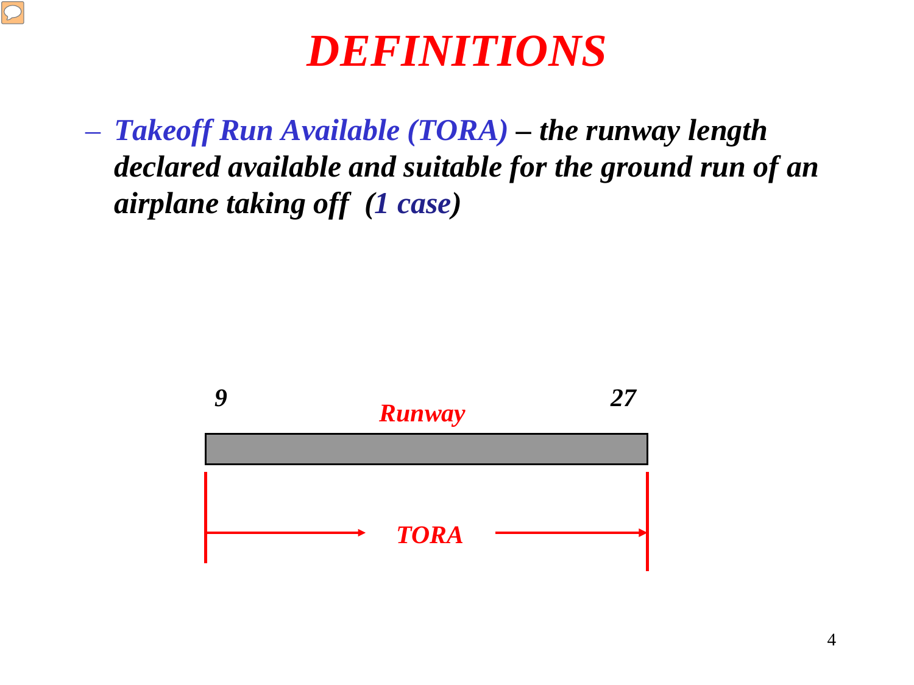# DEFINITIONS

- ***Takeoff Run Available (TORA)*** ***– the runway length declared available and suitable for the ground run of an airplane taking off (1 case)***

9

Runway

27

TORA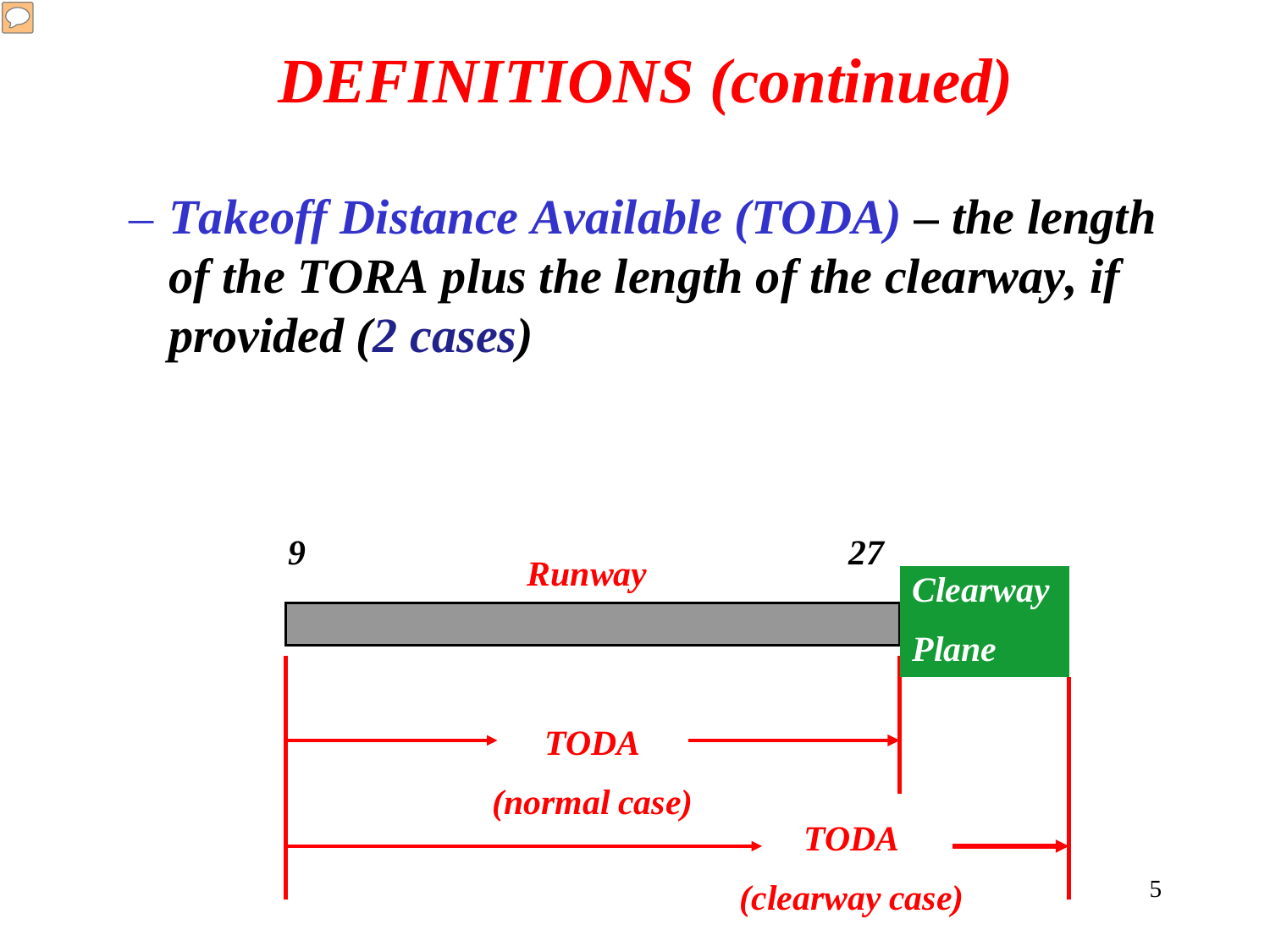# DEFINITIONS (continued)

– ***Takeoff Distance Available (TODA)*** *– the length of the TORA plus the length of the clearway, if provided (2 cases)*

9

Runway

27

Clearway Plane

TODA

(normal case)

TODA

(clearway case)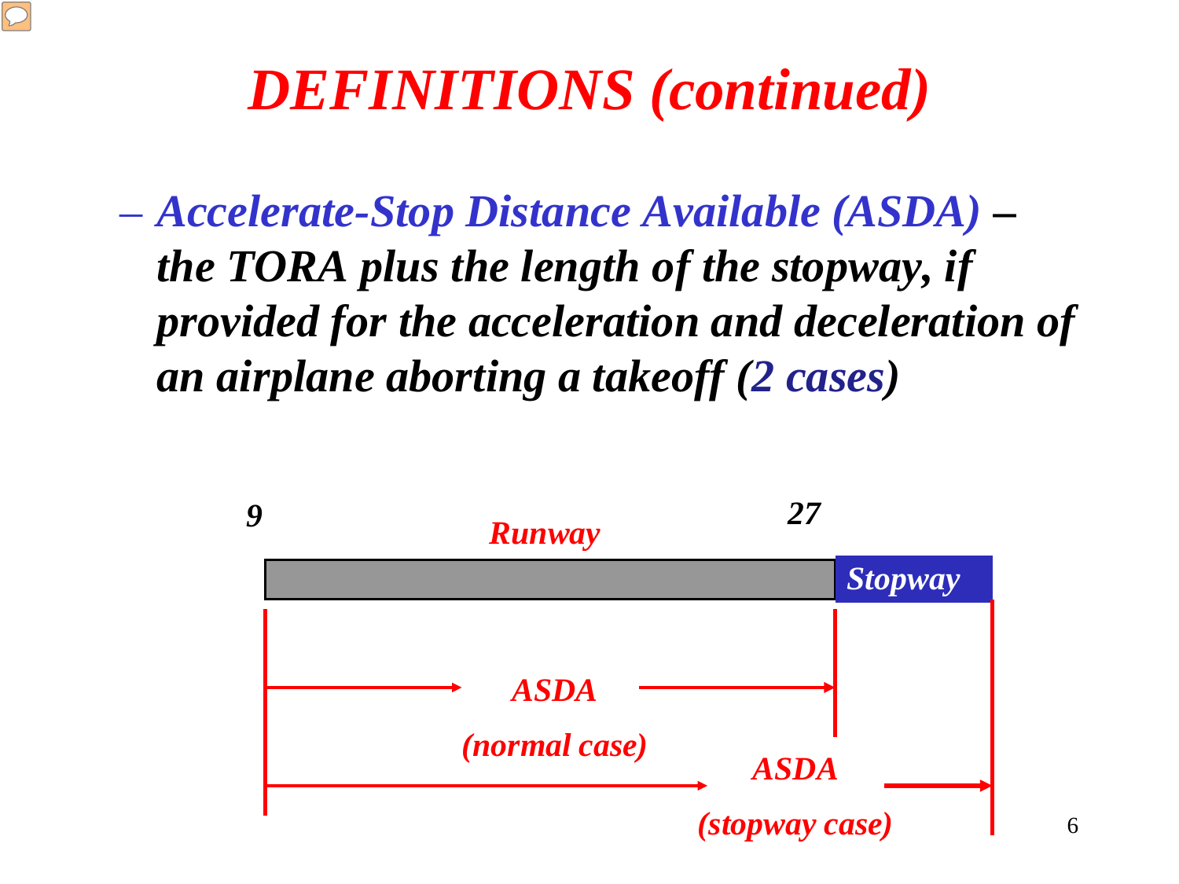# *DEFINITIONS (continued)*

– ***Accelerate-Stop Distance Available (ASDA)*** – ***the TORA plus the length of the stopway, if provided for the acceleration and deceleration of an airplane aborting a takeoff (2 cases)***

9

Runway

27

Stopway

ASDA

(normal case)

ASDA

(stopway case)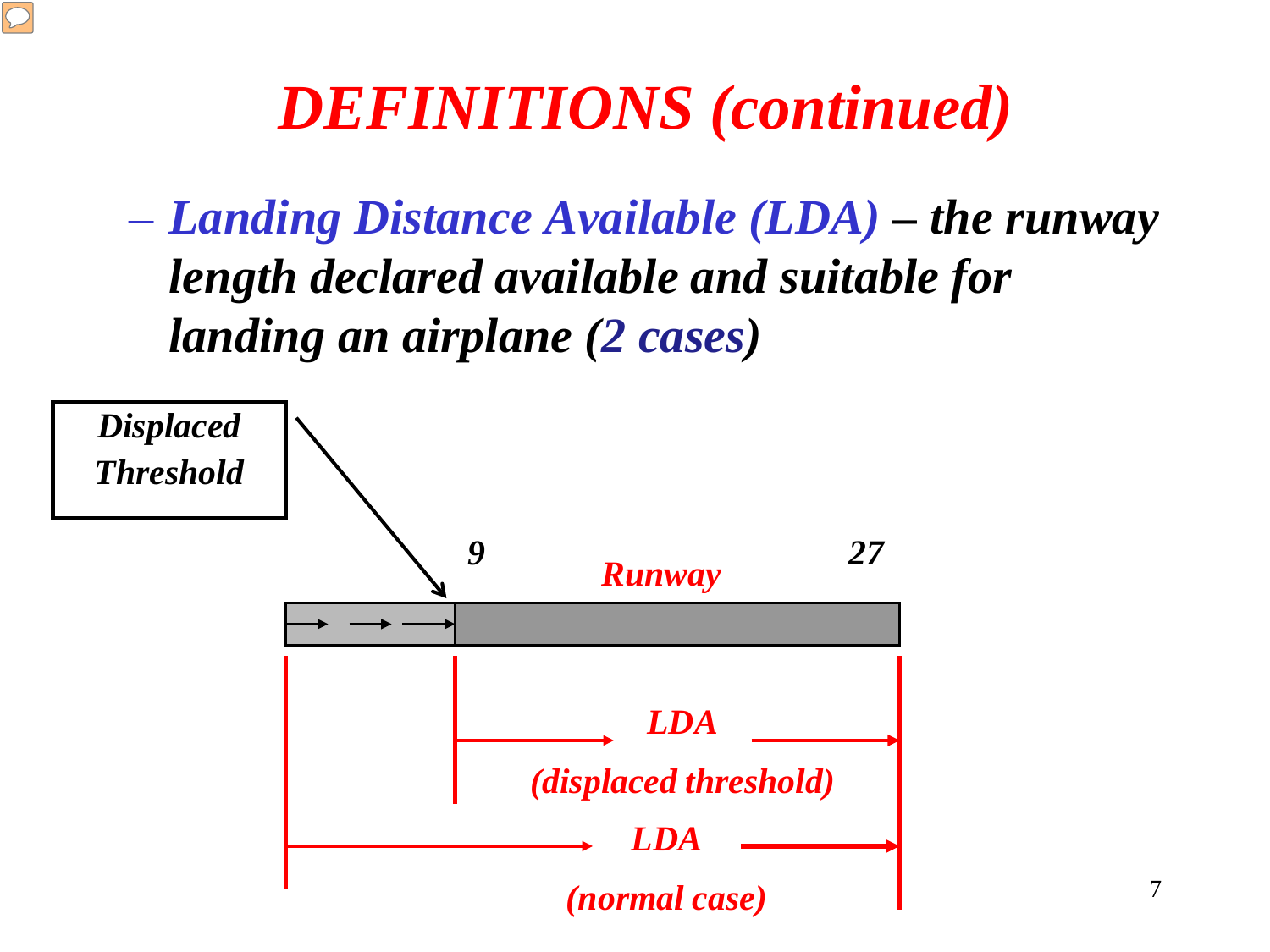# DEFINITIONS (continued)

– ***Landing Distance Available (LDA)*** *– the runway length declared available and suitable for landing an airplane (2 cases)*

Displaced Threshold

9

Runway

27

LDA

(displaced threshold)

LDA

(normal case)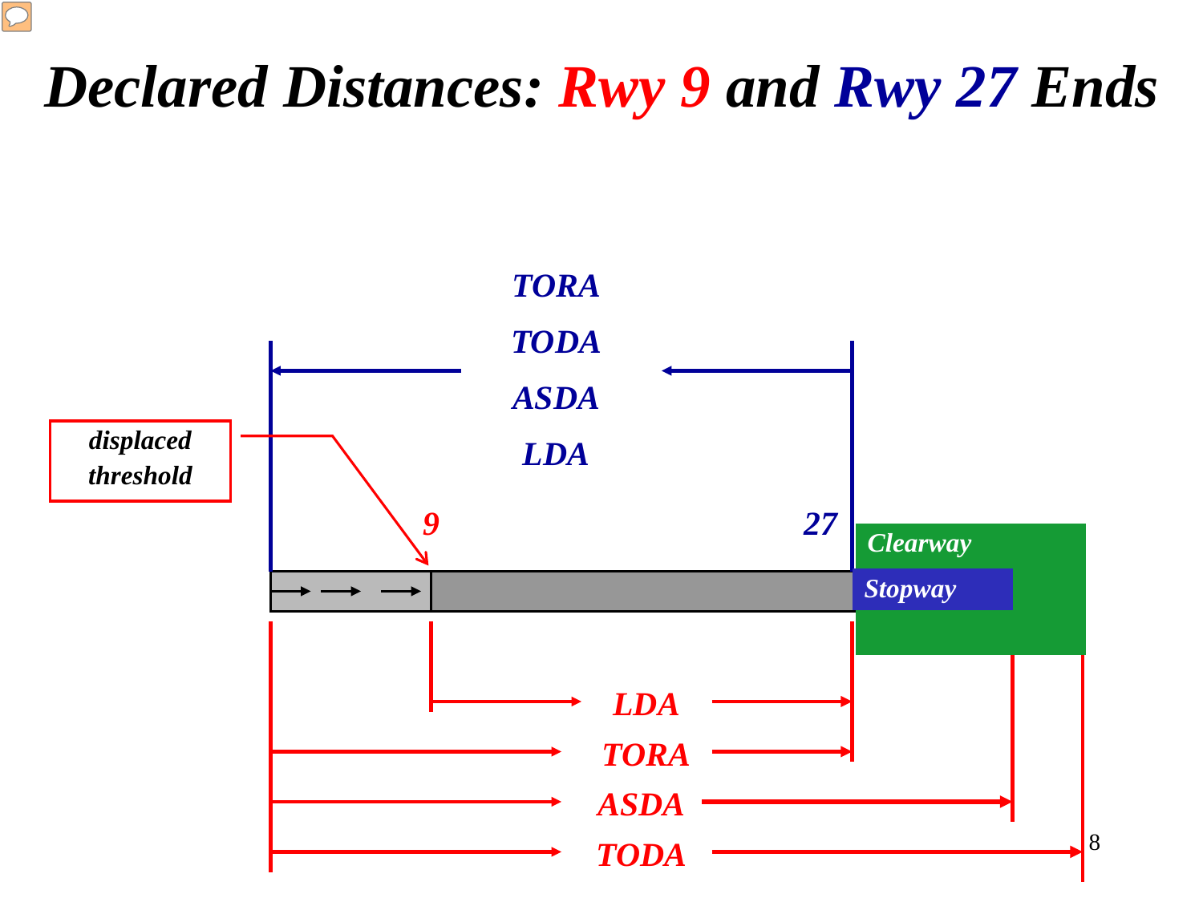# *Declared Distances: Rwy 9 and Rwy 27 Ends*

TORA

TODA

ASDA

LDA

displaced threshold

9

27

Clearway

Stopway

LDA

TORA

ASDA

TODA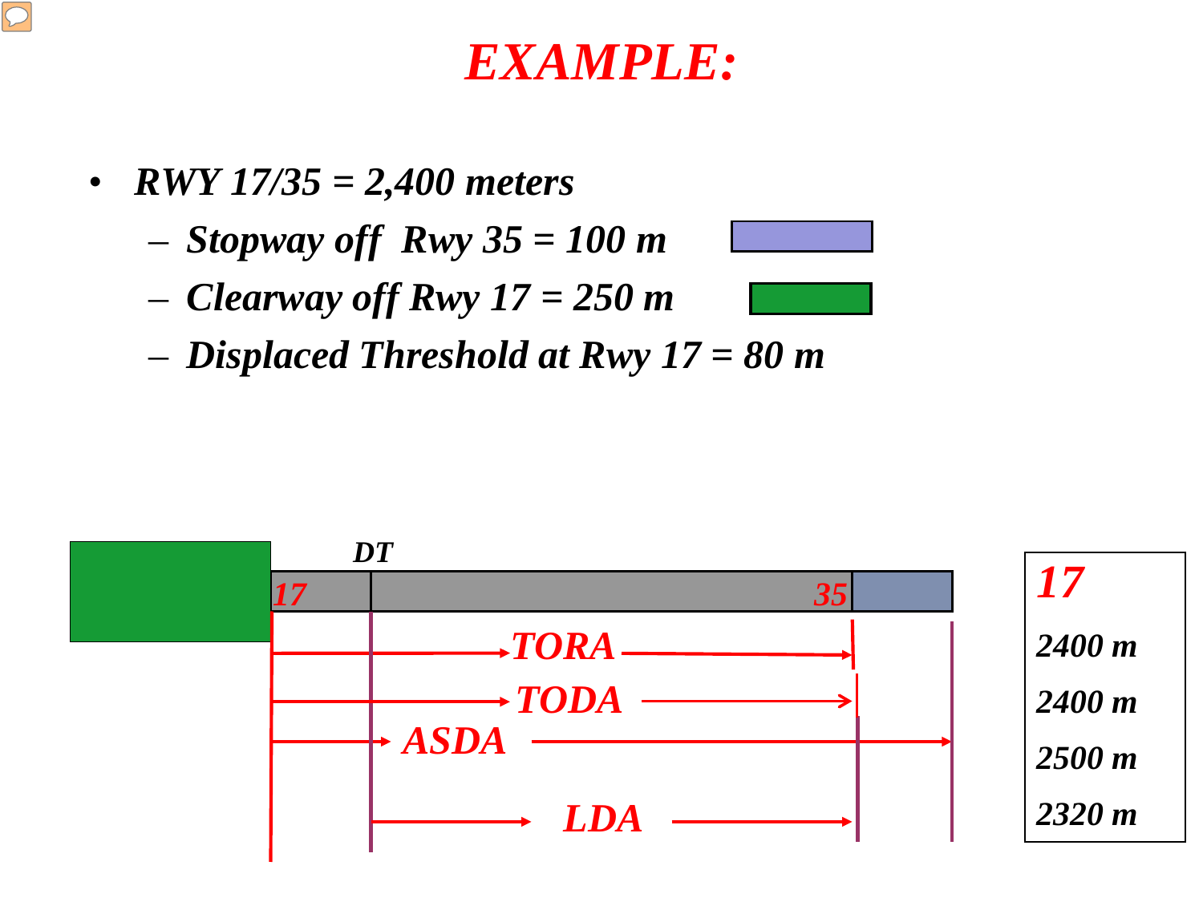# *EXAMPLE:*

- ***RWY 17/35 = 2,400 meters***
  - ***Stopway off Rwy 35 = 100 m***
  - ***Clearway off Rwy 17 = 250 m***
  - ***Displaced Threshold at Rwy 17 = 80 m***

DT

17

35

TORA

TODA

ASDA

LDA

**17**

**2400 m**

**2400 m**

**2500 m**

**2320 m**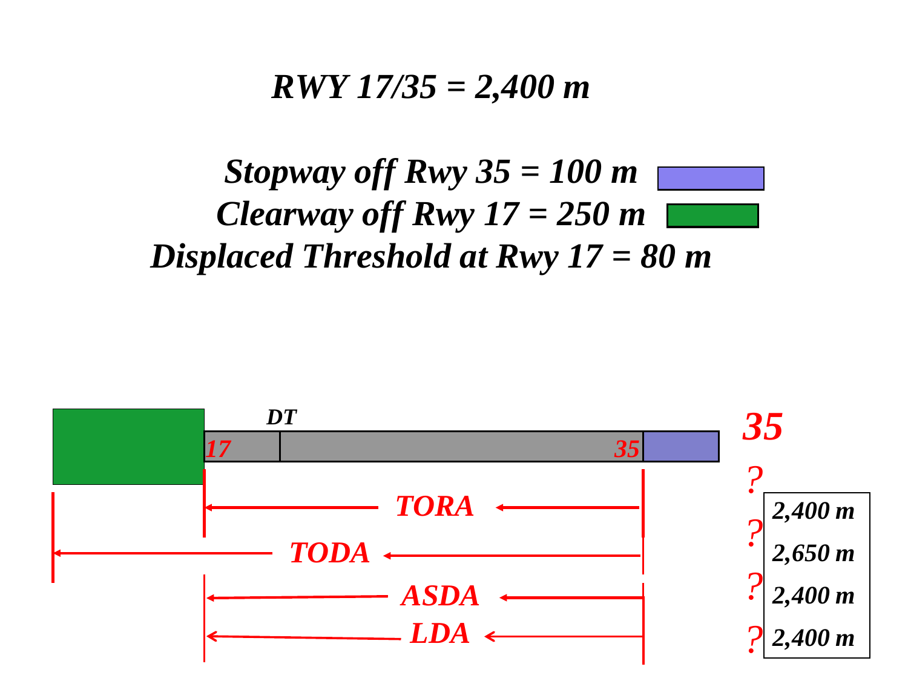# *RWY 17/35 = 2,400 m*

***Stopway off Rwy 35 = 100 m***

***Clearway off Rwy 17 = 250 m***

***Displaced Threshold at Rwy 17 = 80 m***

DT

17

35

**35**

TORA ?

TODA ?

ASDA ?

LDA ?

2,400 m

2,650 m

2,400 m

2,400 m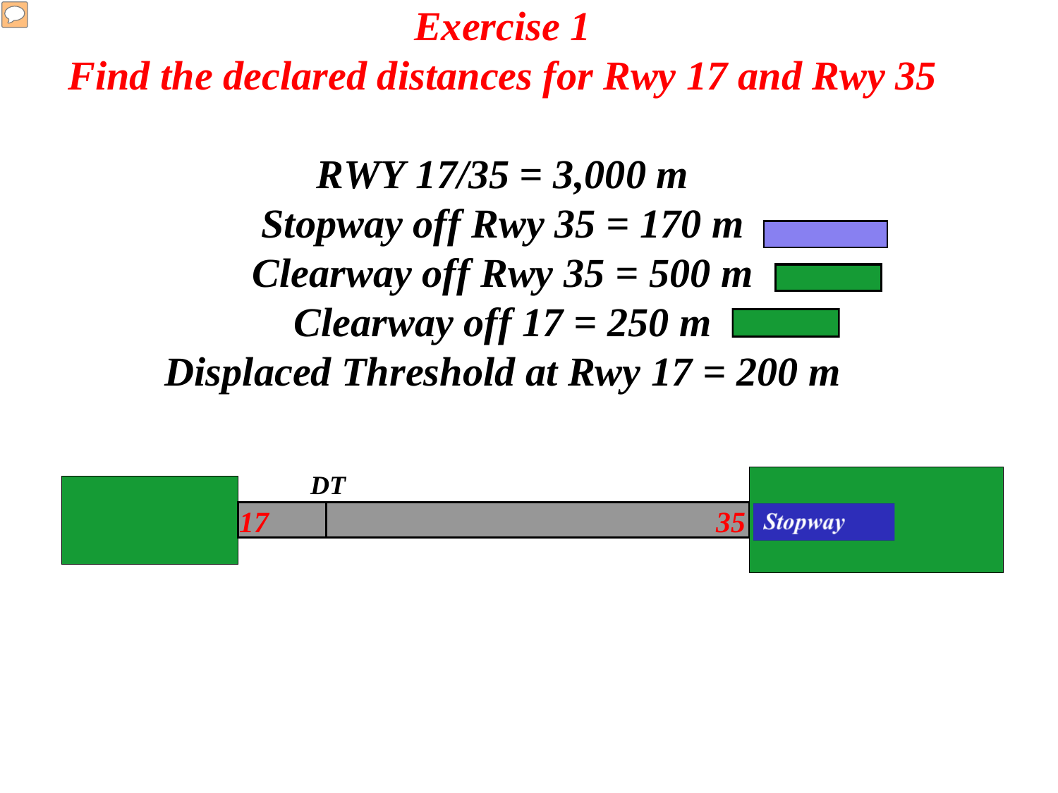# *Exercise 1*

## *Find the declared distances for Rwy 17 and Rwy 35*

***RWY 17/35 = 3,000 m***

***Stopway off Rwy 35 = 170 m***

***Clearway off Rwy 35 = 500 m***

***Clearway off 17 = 250 m***

***Displaced Threshold at Rwy 17 = 200 m***

DT

17

35

Stopway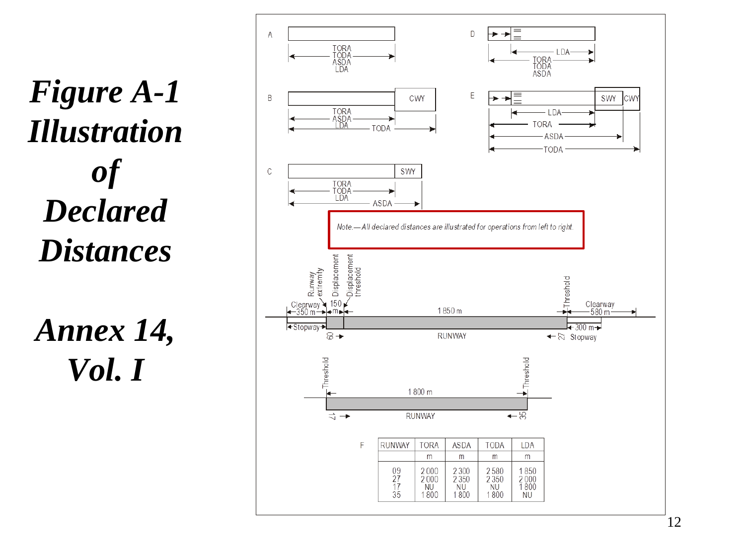# *Figure A-1 Illustration of Declared Distances*

# *Annex 14, Vol. I*

A

TORA
TODA
ASDA
LDA

B

CWY

TORA
ASDA
LDA
TODA

C

SWY

TORA
TODA
LDA
ASDA

D

LDA
TORA
TODA
ASDA

E

SWY
CWY
LDA
TORA
ASDA
TODA

*Note.— All declared distances are illustrated for operations from left to right.*

Runway extremity
Displacement
Displacement threshold
Threshold
Clearway
350 m
150 m
1 850 m
Clearway
580 m
Stopway
300 m
Stopway
09
RUNWAY
27

Threshold
Threshold
1 800 m
17
RUNWAY
35

F

| RUNWAY | TORA | ASDA | TODA | LDA |
|---|---|---|---|---|
| | m | m | m | m |
| 09 | 2 000 | 2 300 | 2 580 | 1 850 |
| 27 | 2 000 | 2 350 | 2 350 | 2 000 |
| 17 | NU | NU | NU | 1 800 |
| 35 | 1 800 | 1 800 | 1 800 | NU |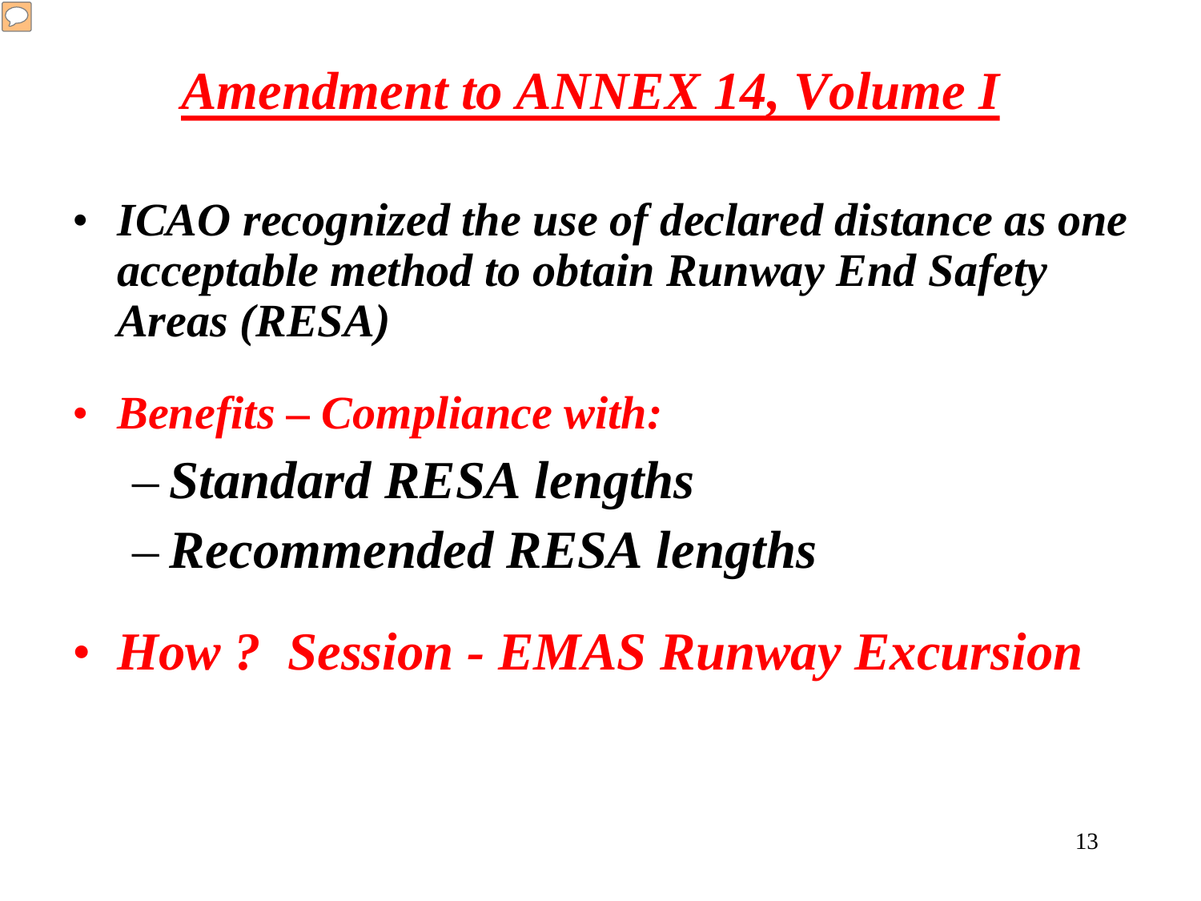# *Amendment to ANNEX 14, Volume I*

- ***ICAO recognized the use of declared distance as one acceptable method to obtain Runway End Safety Areas (RESA)***
- ***Benefits – Compliance with:***
  - ***Standard RESA lengths***
  - ***Recommended RESA lengths***
- ***How ? Session - EMAS Runway Excursion***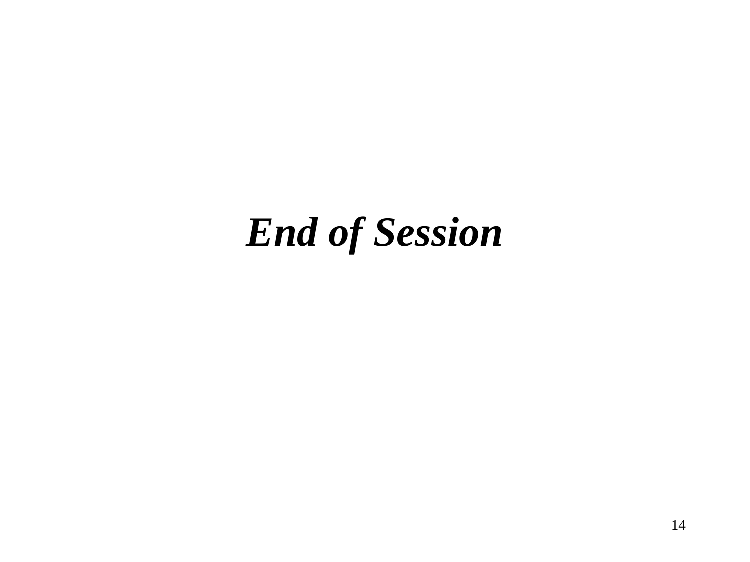***End of Session***